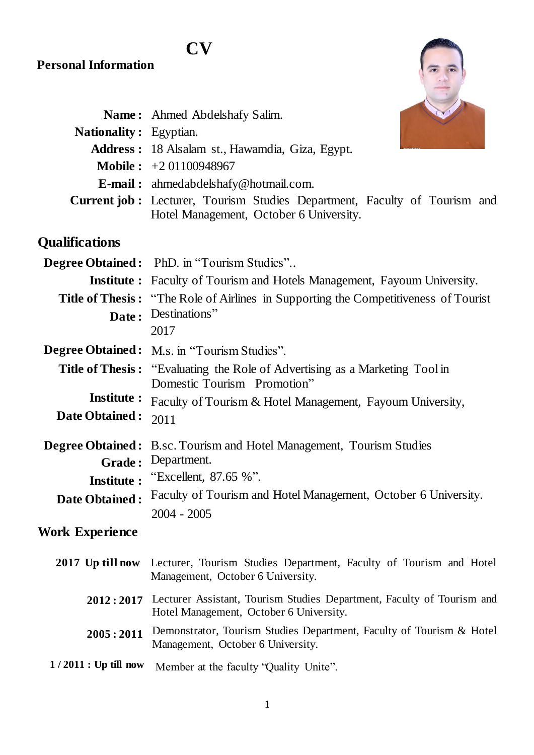# CV

## Personal Information

**Name :** Ahmed Abdelshafy Salim.

**Nationality :** Egyptian.

**Address :** 18 Alsalam st., Hawamdia, Giza, Egypt.

**Mobile :** +2 01100948967

**E-mail :** ahmedabdelshafy@hotmail.com.

**Current job :** Lecturer, Tourism Studies Department, Faculty of Tourism and Hotel Management, October 6 University.

## Qualifications

**Degree Obtained :** PhD. in "Tourism Studies"..

**Institute :** Faculty of Tourism and Hotels Management, Fayoum University.

**Title of Thesis :** "The Role of Airlines in Supporting the Competitiveness of Tourist Destinations"

**Date :** 2017

**Degree Obtained :** M.s. in "Tourism Studies".

**Title of Thesis :** "Evaluating the Role of Advertising as a Marketing Tool in Domestic Tourism Promotion"

**Institute :** Faculty of Tourism & Hotel Management, Fayoum University,

**Date Obtained :** 2011

**Degree Obtained :** B.sc. Tourism and Hotel Management, Tourism Studies Department.

**Grade :** "Excellent, 87.65 %".

**Institute :** Faculty of Tourism and Hotel Management, October 6 University.

**Date Obtained :** 2004 - 2005

## Work Experience

**2017 Up till now** Lecturer, Tourism Studies Department, Faculty of Tourism and Hotel Management, October 6 University.

**2012 : 2017** Lecturer Assistant, Tourism Studies Department, Faculty of Tourism and Hotel Management, October 6 University.

**2005 : 2011** Demonstrator, Tourism Studies Department, Faculty of Tourism & Hotel Management, October 6 University.

**1 / 2011 : Up till now** Member at the faculty "Quality Unite".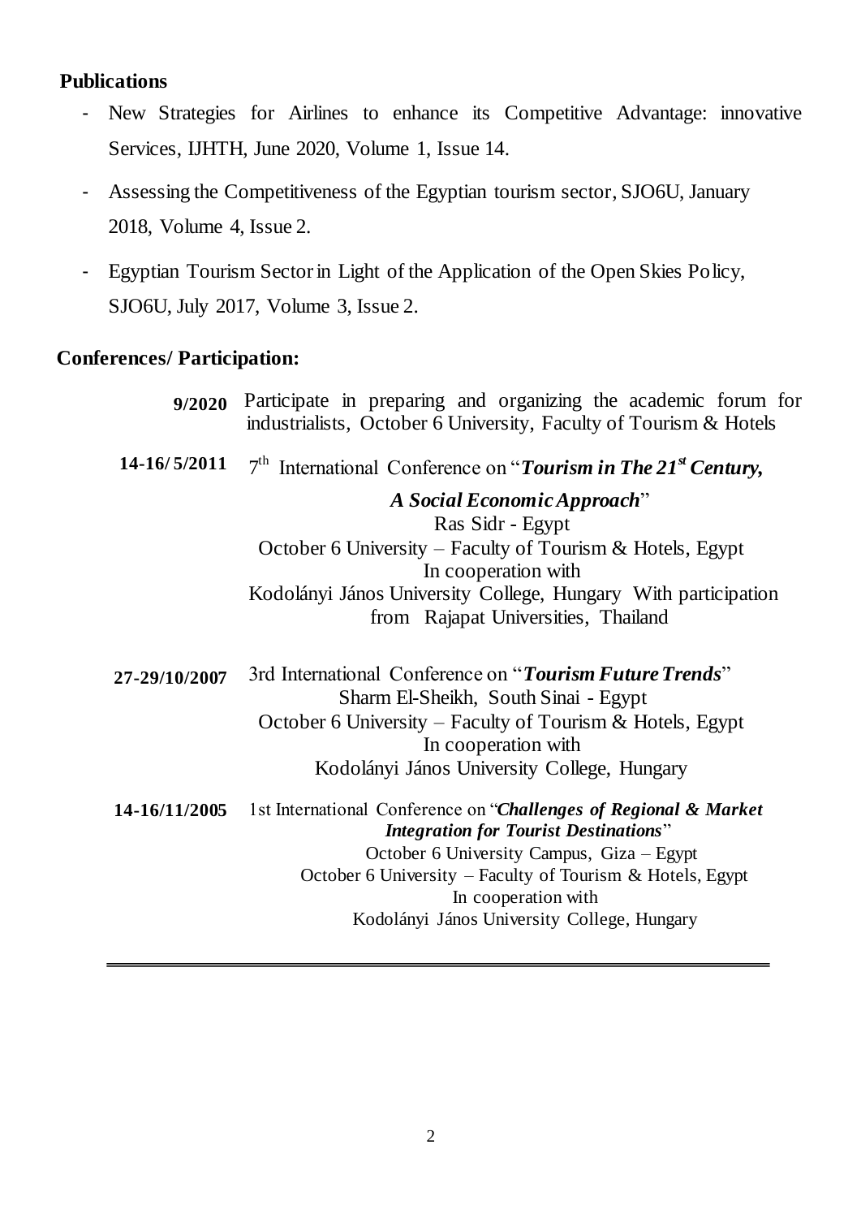**Publications**

- New Strategies for Airlines to enhance its Competitive Advantage: innovative Services, IJHTH, June 2020, Volume 1, Issue 14.
- Assessing the Competitiveness of the Egyptian tourism sector, SJO6U, January 2018, Volume 4, Issue 2.
- Egyptian Tourism Sector in Light of the Application of the Open Skies Policy, SJO6U, July 2017, Volume 3, Issue 2.

**Conferences/ Participation:**

**9/2020** Participate in preparing and organizing the academic forum for industrialists, October 6 University, Faculty of Tourism & Hotels

**14-16/ 5/2011** 7th International Conference on "***Tourism in The 21st Century, A Social Economic Approach***"
Ras Sidr - Egypt
October 6 University – Faculty of Tourism & Hotels, Egypt
In cooperation with
Kodolányi János University College, Hungary With participation from Rajapat Universities, Thailand

**27-29/10/2007** 3rd International Conference on "***Tourism Future Trends***"
Sharm El-Sheikh, South Sinai - Egypt
October 6 University – Faculty of Tourism & Hotels, Egypt
In cooperation with
Kodolányi János University College, Hungary

**14-16/11/2005** 1st International Conference on "***Challenges of Regional & Market Integration for Tourist Destinations***"
October 6 University Campus, Giza – Egypt
October 6 University – Faculty of Tourism & Hotels, Egypt
In cooperation with
Kodolányi János University College, Hungary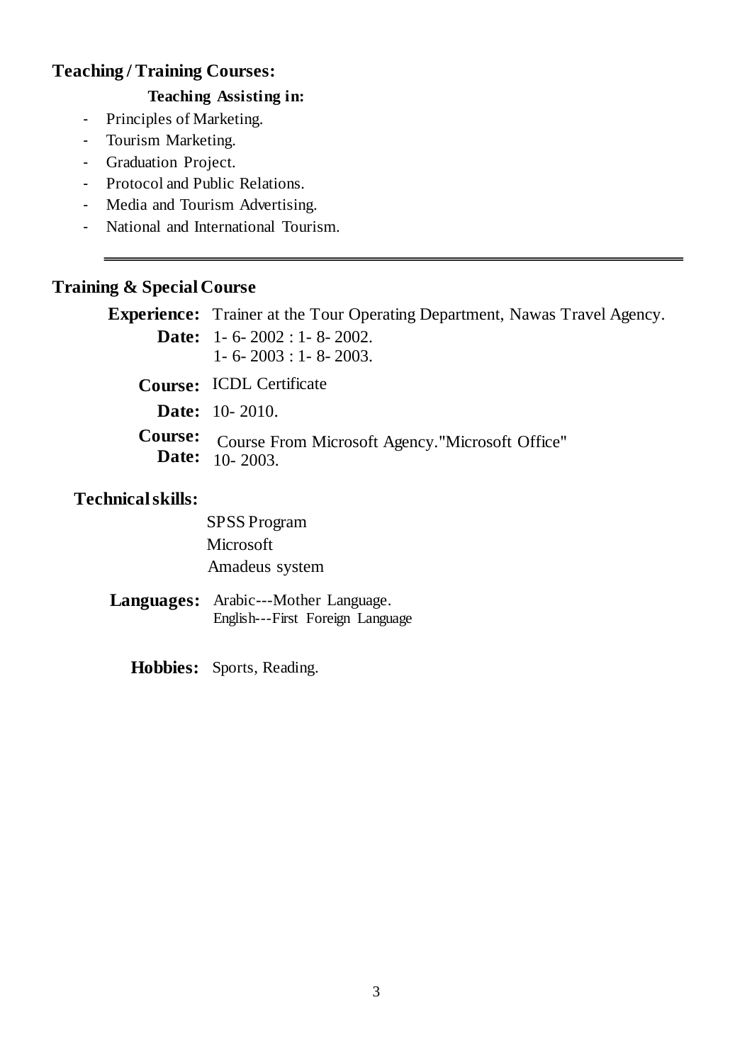## Teaching / Training Courses:

### Teaching Assisting in:

- Principles of Marketing.
- Tourism Marketing.
- Graduation Project.
- Protocol and Public Relations.
- Media and Tourism Advertising.
- National and International Tourism.

---

## Training & Special Course

**Experience:** Trainer at the Tour Operating Department, Nawas Travel Agency.
**Date:** 1- 6- 2002 : 1- 8- 2002.
1- 6- 2003 : 1- 8- 2003.

**Course:** ICDL Certificate
**Date:** 10- 2010.

**Course:** Course From Microsoft Agency."Microsoft Office"
**Date:** 10- 2003.

## Technical skills:

SPSS Program
Microsoft
Amadeus system

**Languages:** Arabic---Mother Language.
English---First Foreign Language

**Hobbies:** Sports, Reading.